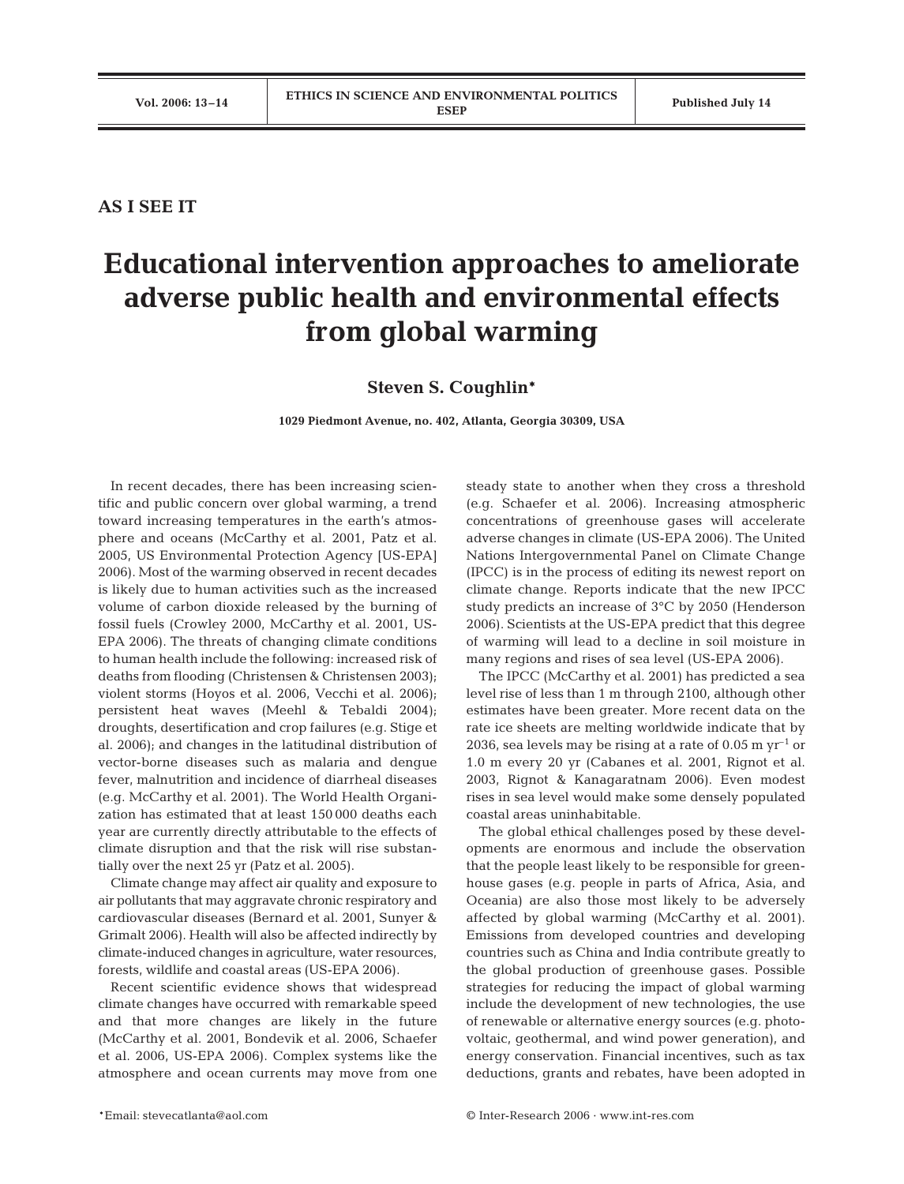AS I SEE IT

# Educational intervention approaches to ameliorate adverse public health and environmental effects from global warming

**Steven S. Coughlin***

**1029 Piedmont Avenue, no. 402, Atlanta, Georgia 30309, USA**

In recent decades, there has been increasing scientific and public concern over global warming, a trend toward increasing temperatures in the earth's atmosphere and oceans (McCarthy et al. 2001, Patz et al. 2005, US Environmental Protection Agency [US-EPA] 2006). Most of the warming observed in recent decades is likely due to human activities such as the increased volume of carbon dioxide released by the burning of fossil fuels (Crowley 2000, McCarthy et al. 2001, US-EPA 2006). The threats of changing climate conditions to human health include the following: increased risk of deaths from flooding (Christensen & Christensen 2003); violent storms (Hoyos et al. 2006, Vecchi et al. 2006); persistent heat waves (Meehl & Tebaldi 2004); droughts, desertification and crop failures (e.g. Stige et al. 2006); and changes in the latitudinal distribution of vector-borne diseases such as malaria and dengue fever, malnutrition and incidence of diarrheal diseases (e.g. McCarthy et al. 2001). The World Health Organization has estimated that at least 150 000 deaths each year are currently directly attributable to the effects of climate disruption and that the risk will rise substantially over the next 25 yr (Patz et al. 2005).

Climate change may affect air quality and exposure to air pollutants that may aggravate chronic respiratory and cardiovascular diseases (Bernard et al. 2001, Sunyer & Grimalt 2006). Health will also be affected indirectly by climate-induced changes in agriculture, water resources, forests, wildlife and coastal areas (US-EPA 2006).

Recent scientific evidence shows that widespread climate changes have occurred with remarkable speed and that more changes are likely in the future (McCarthy et al. 2001, Bondevik et al. 2006, Schaefer et al. 2006, US-EPA 2006). Complex systems like the atmosphere and ocean currents may move from one steady state to another when they cross a threshold (e.g. Schaefer et al. 2006). Increasing atmospheric concentrations of greenhouse gases will accelerate adverse changes in climate (US-EPA 2006). The United Nations Intergovernmental Panel on Climate Change (IPCC) is in the process of editing its newest report on climate change. Reports indicate that the new IPCC study predicts an increase of 3°C by 2050 (Henderson 2006). Scientists at the US-EPA predict that this degree of warming will lead to a decline in soil moisture in many regions and rises of sea level (US-EPA 2006).

The IPCC (McCarthy et al. 2001) has predicted a sea level rise of less than 1 m through 2100, although other estimates have been greater. More recent data on the rate ice sheets are melting worldwide indicate that by 2036, sea levels may be rising at a rate of 0.05 m $yr^{-1}$ or 1.0 m every 20 yr (Cabanes et al. 2001, Rignot et al. 2003, Rignot & Kanagaratnam 2006). Even modest rises in sea level would make some densely populated coastal areas uninhabitable.

The global ethical challenges posed by these developments are enormous and include the observation that the people least likely to be responsible for greenhouse gases (e.g. people in parts of Africa, Asia, and Oceania) are also those most likely to be adversely affected by global warming (McCarthy et al. 2001). Emissions from developed countries and developing countries such as China and India contribute greatly to the global production of greenhouse gases. Possible strategies for reducing the impact of global warming include the development of new technologies, the use of renewable or alternative energy sources (e.g. photovoltaic, geothermal, and wind power generation), and energy conservation. Financial incentives, such as tax deductions, grants and rebates, have been adopted in

*Email: stevecatlanta@aol.com

© Inter-Research 2006 · www.int-res.com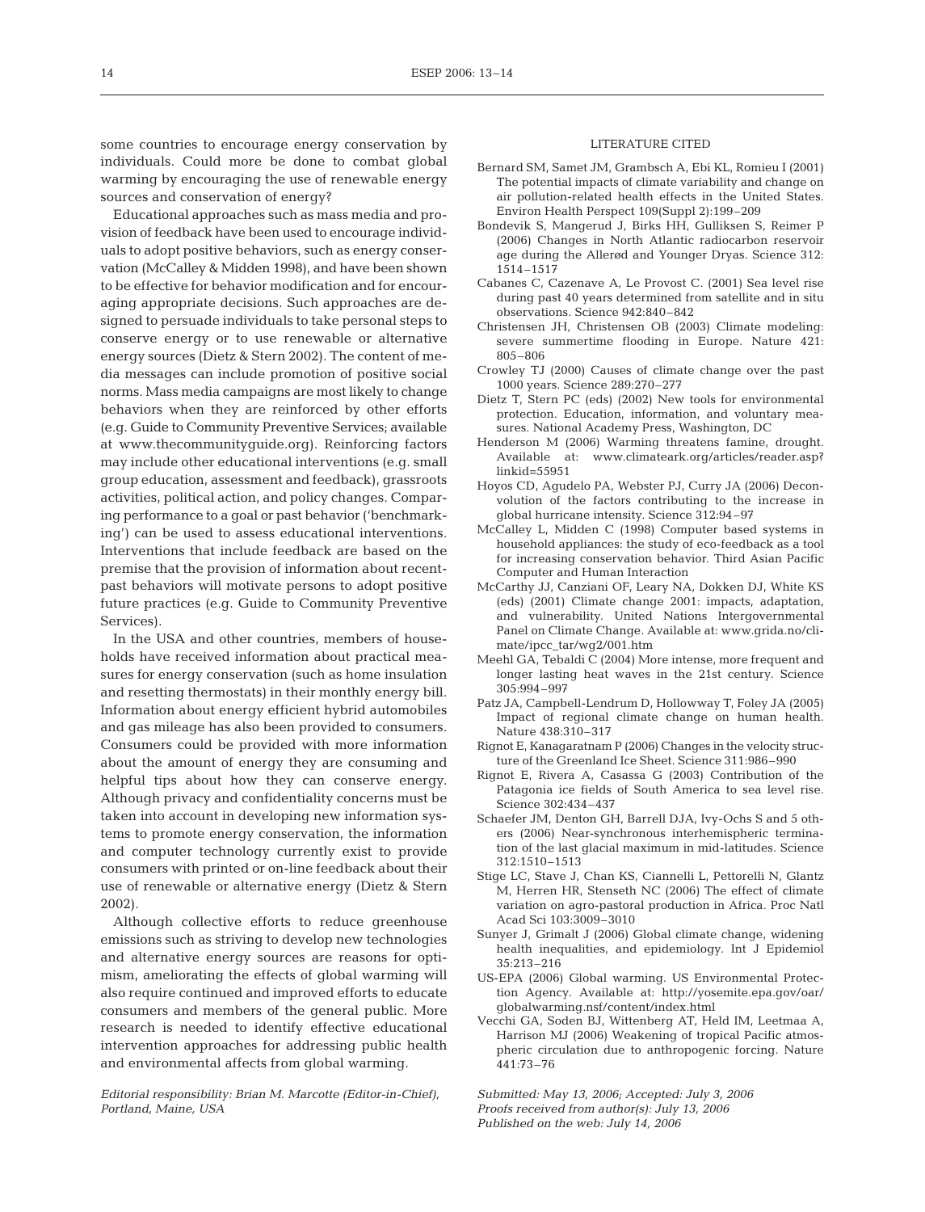some countries to encourage energy conservation by individuals. Could more be done to combat global warming by encouraging the use of renewable energy sources and conservation of energy?

Educational approaches such as mass media and provision of feedback have been used to encourage individuals to adopt positive behaviors, such as energy conservation (McCalley & Midden 1998), and have been shown to be effective for behavior modification and for encouraging appropriate decisions. Such approaches are designed to persuade individuals to take personal steps to conserve energy or to use renewable or alternative energy sources (Dietz & Stern 2002). The content of media messages can include promotion of positive social norms. Mass media campaigns are most likely to change behaviors when they are reinforced by other efforts (e.g. Guide to Community Preventive Services; available at www.thecommunityguide.org). Reinforcing factors may include other educational interventions (e.g. small group education, assessment and feedback), grassroots activities, political action, and policy changes. Comparing performance to a goal or past behavior ('benchmarking') can be used to assess educational interventions. Interventions that include feedback are based on the premise that the provision of information about recent-past behaviors will motivate persons to adopt positive future practices (e.g. Guide to Community Preventive Services).

In the USA and other countries, members of households have received information about practical measures for energy conservation (such as home insulation and resetting thermostats) in their monthly energy bill. Information about energy efficient hybrid automobiles and gas mileage has also been provided to consumers. Consumers could be provided with more information about the amount of energy they are consuming and helpful tips about how they can conserve energy. Although privacy and confidentiality concerns must be taken into account in developing new information systems to promote energy conservation, the information and computer technology currently exist to provide consumers with printed or on-line feedback about their use of renewable or alternative energy (Dietz & Stern 2002).

Although collective efforts to reduce greenhouse emissions such as striving to develop new technologies and alternative energy sources are reasons for optimism, ameliorating the effects of global warming will also require continued and improved efforts to educate consumers and members of the general public. More research is needed to identify effective educational intervention approaches for addressing public health and environmental affects from global warming.

## LITERATURE CITED

- Bernard SM, Samet JM, Grambsch A, Ebi KL, Romieu I (2001) The potential impacts of climate variability and change on air pollution-related health effects in the United States. Environ Health Perspect 109(Suppl 2):199–209
- Bondevik S, Mangerud J, Birks HH, Gulliksen S, Reimer P (2006) Changes in North Atlantic radiocarbon reservoir age during the Allerød and Younger Dryas. Science 312: 1514–1517
- Cabanes C, Cazenave A, Le Provost C. (2001) Sea level rise during past 40 years determined from satellite and in situ observations. Science 942:840–842
- Christensen JH, Christensen OB (2003) Climate modeling: severe summertime flooding in Europe. Nature 421: 805–806
- Crowley TJ (2000) Causes of climate change over the past 1000 years. Science 289:270–277
- Dietz T, Stern PC (eds) (2002) New tools for environmental protection. Education, information, and voluntary measures. National Academy Press, Washington, DC
- Henderson M (2006) Warming threatens famine, drought. Available at: www.climateark.org/articles/reader.asp?linkid=55951
- Hoyos CD, Agudelo PA, Webster PJ, Curry JA (2006) Deconvolution of the factors contributing to the increase in global hurricane intensity. Science 312:94–97
- McCalley L, Midden C (1998) Computer based systems in household appliances: the study of eco-feedback as a tool for increasing conservation behavior. Third Asian Pacific Computer and Human Interaction
- McCarthy JJ, Canziani OF, Leary NA, Dokken DJ, White KS (eds) (2001) Climate change 2001: impacts, adaptation, and vulnerability. United Nations Intergovernmental Panel on Climate Change. Available at: www.grida.no/climate/ipcc_tar/wg2/001.htm
- Meehl GA, Tebaldi C (2004) More intense, more frequent and longer lasting heat waves in the 21st century. Science 305:994–997
- Patz JA, Campbell-Lendrum D, Hollowway T, Foley JA (2005) Impact of regional climate change on human health. Nature 438:310–317
- Rignot E, Kanagaratnam P (2006) Changes in the velocity structure of the Greenland Ice Sheet. Science 311:986–990
- Rignot E, Rivera A, Casassa G (2003) Contribution of the Patagonia ice fields of South America to sea level rise. Science 302:434–437
- Schaefer JM, Denton GH, Barrell DJA, Ivy-Ochs S and 5 others (2006) Near-synchronous interhemispheric termination of the last glacial maximum in mid-latitudes. Science 312:1510–1513
- Stige LC, Stave J, Chan KS, Ciannelli L, Pettorelli N, Glantz M, Herren HR, Stenseth NC (2006) The effect of climate variation on agro-pastoral production in Africa. Proc Natl Acad Sci 103:3009–3010
- Sunyer J, Grimalt J (2006) Global climate change, widening health inequalities, and epidemiology. Int J Epidemiol 35:213–216
- US-EPA (2006) Global warming. US Environmental Protection Agency. Available at: http://yosemite.epa.gov/oar/globalwarming.nsf/content/index.html
- Vecchi GA, Soden BJ, Wittenberg AT, Held IM, Leetmaa A, Harrison MJ (2006) Weakening of tropical Pacific atmospheric circulation due to anthropogenic forcing. Nature 441:73–76

*Editorial responsibility: Brian M. Marcotte (Editor-in-Chief), Portland, Maine, USA*

*Submitted: May 13, 2006; Accepted: July 3, 2006*
*Proofs received from author(s): July 13, 2006*
*Published on the web: July 14, 2006*